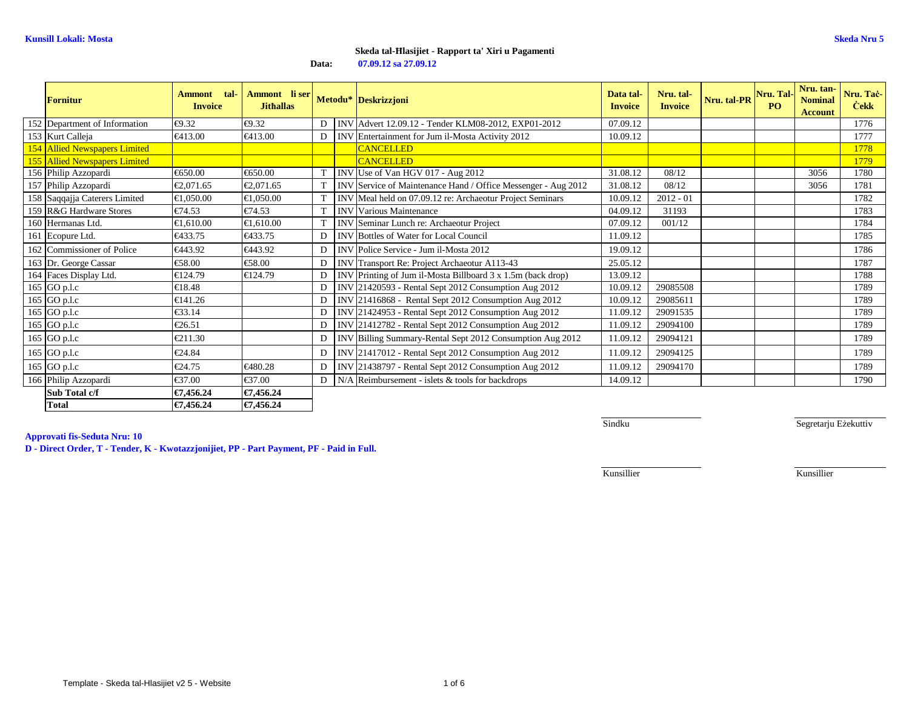**Kunsill Lokali: Mosta**

**Skeda Nru 5**

**Skeda tal-Ħlasijiet - Rapport ta' Xiri u Pagamenti**

**Data: 07.09.12 sa 27.09.12**

| | Fornitur | Ammont tal-Invoice | Ammont li ser Jithallas | Metodu* | | Deskrizzjoni | Data tal-Invoice | Nru. tal-Invoice | Nru. tal-PR | Nru. Tal-PO | Nru. tan-Nominal Account | Nru. Taċ-Ċekk |
|---|---|---|---|---|---|---|---|---|---|---|---|---|
| 152 | Department of Information | €9.32 | €9.32 | D | INV | Advert 12.09.12 - Tender KLM08-2012, EXP01-2012 | 07.09.12 | | | | | 1776 |
| 153 | Kurt Calleja | €413.00 | €413.00 | D | INV | Entertainment for Jum il-Mosta Activity 2012 | 10.09.12 | | | | | 1777 |
| 154 | Allied Newspapers Limited | | | | | CANCELLED | | | | | | 1778 |
| 155 | Allied Newspapers Limited | | | | | CANCELLED | | | | | | 1779 |
| 156 | Philip Azzopardi | €650.00 | €650.00 | T | INV | Use of Van HGV 017 - Aug 2012 | 31.08.12 | 08/12 | | | 3056 | 1780 |
| 157 | Philip Azzopardi | €2,071.65 | €2,071.65 | T | INV | Service of Maintenance Hand / Office Messenger - Aug 2012 | 31.08.12 | 08/12 | | | 3056 | 1781 |
| 158 | Saqqajja Caterers Limited | €1,050.00 | €1,050.00 | T | INV | Meal held on 07.09.12 re: Archaeotur Project Seminars | 10.09.12 | 2012 - 01 | | | | 1782 |
| 159 | R&G Hardware Stores | €74.53 | €74.53 | T | INV | Various Maintenance | 04.09.12 | 31193 | | | | 1783 |
| 160 | Hermanas Ltd. | €1,610.00 | €1,610.00 | T | INV | Seminar Lunch re: Archaeotur Project | 07.09.12 | 001/12 | | | | 1784 |
| 161 | Ecopure Ltd. | €433.75 | €433.75 | D | INV | Bottles of Water for Local Council | 11.09.12 | | | | | 1785 |
| 162 | Commissioner of Police | €443.92 | €443.92 | D | INV | Police Service - Jum il-Mosta 2012 | 19.09.12 | | | | | 1786 |
| 163 | Dr. George Cassar | €58.00 | €58.00 | D | INV | Transport Re: Project Archaeotur A113-43 | 25.05.12 | | | | | 1787 |
| 164 | Faces Display Ltd. | €124.79 | €124.79 | D | INV | Printing of Jum il-Mosta Billboard 3 x 1.5m (back drop) | 13.09.12 | | | | | 1788 |
| 165 | GO p.l.c | €18.48 | | D | INV | 21420593 - Rental Sept 2012 Consumption Aug 2012 | 10.09.12 | 29085508 | | | | 1789 |
| 165 | GO p.l.c | €141.26 | | D | INV | 21416868 - Rental Sept 2012 Consumption Aug 2012 | 10.09.12 | 29085611 | | | | 1789 |
| 165 | GO p.l.c | €33.14 | | D | INV | 21424953 - Rental Sept 2012 Consumption Aug 2012 | 11.09.12 | 29091535 | | | | 1789 |
| 165 | GO p.l.c | €26.51 | | D | INV | 21412782 - Rental Sept 2012 Consumption Aug 2012 | 11.09.12 | 29094100 | | | | 1789 |
| 165 | GO p.l.c | €211.30 | | D | INV | Billing Summary-Rental Sept 2012 Consumption Aug 2012 | 11.09.12 | 29094121 | | | | 1789 |
| 165 | GO p.l.c | €24.84 | | D | INV | 21417012 - Rental Sept 2012 Consumption Aug 2012 | 11.09.12 | 29094125 | | | | 1789 |
| 165 | GO p.l.c | €24.75 | €480.28 | D | INV | 21438797 - Rental Sept 2012 Consumption Aug 2012 | 11.09.12 | 29094170 | | | | 1789 |
| 166 | Philip Azzopardi | €37.00 | €37.00 | D | N/A | Reimbursement - islets & tools for backdrops | 14.09.12 | | | | | 1790 |
| | **Sub Total c/f** | **€7,456.24** | **€7,456.24** | | | | | | | | | |
| | **Total** | **€7,456.24** | **€7,456.24** | | | | | | | | | |

Sindku

Segretarju Eżekuttiv

Kunsillier

Kunsillier

**Approvati fis-Seduta Nru: 10**

**D - Direct Order, T - Tender, K - Kwotazzjonijiet, PP - Part Payment, PF - Paid in Full.**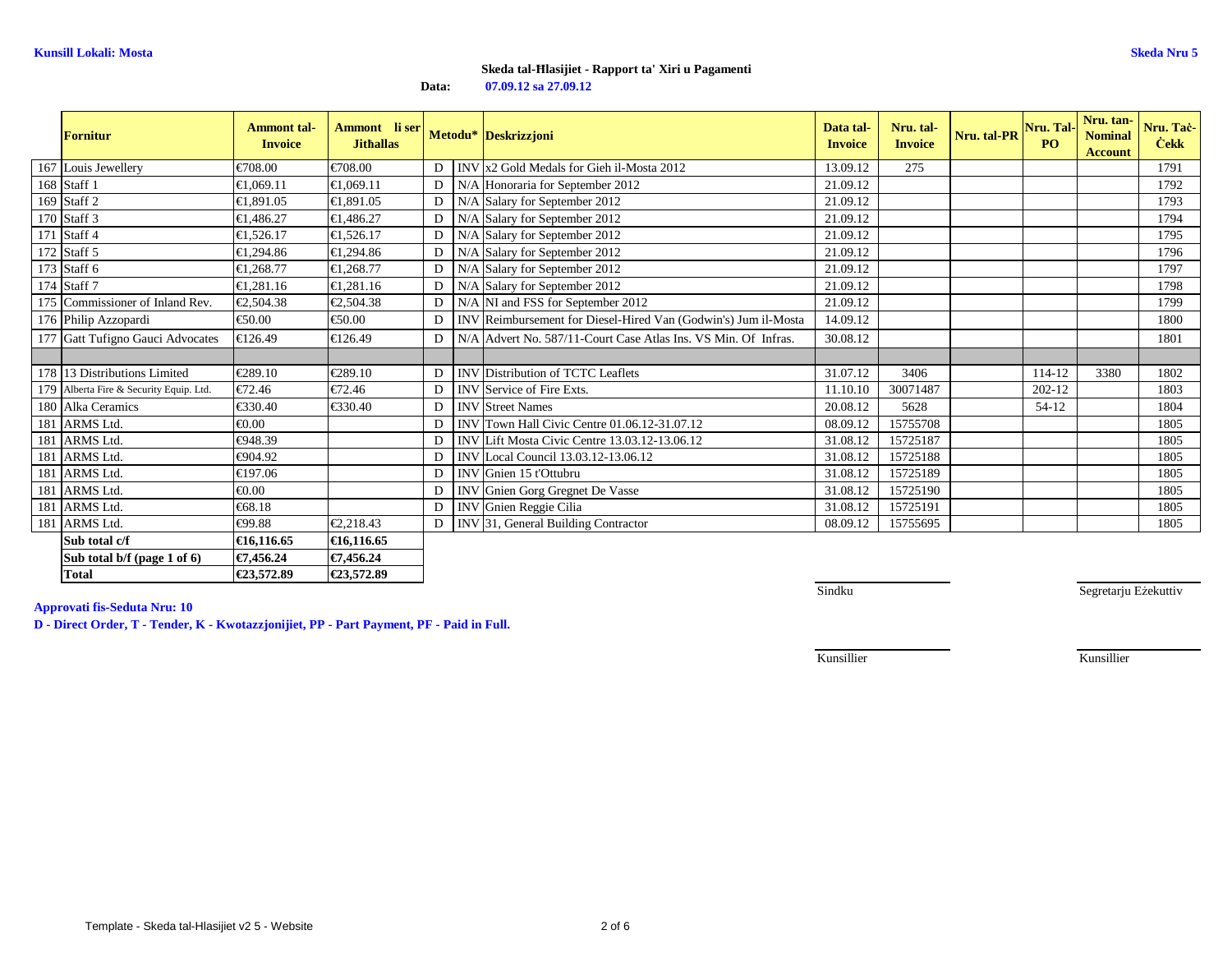**Kunsill Lokali: Mosta**

**Skeda Nru 5**

**Skeda tal-Ħlasijiet - Rapport ta' Xiri u Pagamenti**

**Data:** 07.09.12 sa 27.09.12

| | Fornitur | Ammont tal-Invoice | Ammont li ser Jithallas | Metodu* | | Deskrizzjoni | Data tal-Invoice | Nru. tal-Invoice | Nru. tal-PR | Nru. Tal-PO | Nru. tan-Nominal Account | Nru. Taċ-Ċekk |
|---|---|---|---|---|---|---|---|---|---|---|---|---|
| 167 | Louis Jewellery | €708.00 | €708.00 | D | INV | x2 Gold Medals for Gieh il-Mosta 2012 | 13.09.12 | 275 | | | | 1791 |
| 168 | Staff 1 | €1,069.11 | €1,069.11 | D | N/A | Honoraria for September 2012 | 21.09.12 | | | | | 1792 |
| 169 | Staff 2 | €1,891.05 | €1,891.05 | D | N/A | Salary for September 2012 | 21.09.12 | | | | | 1793 |
| 170 | Staff 3 | €1,486.27 | €1,486.27 | D | N/A | Salary for September 2012 | 21.09.12 | | | | | 1794 |
| 171 | Staff 4 | €1,526.17 | €1,526.17 | D | N/A | Salary for September 2012 | 21.09.12 | | | | | 1795 |
| 172 | Staff 5 | €1,294.86 | €1,294.86 | D | N/A | Salary for September 2012 | 21.09.12 | | | | | 1796 |
| 173 | Staff 6 | €1,268.77 | €1,268.77 | D | N/A | Salary for September 2012 | 21.09.12 | | | | | 1797 |
| 174 | Staff 7 | €1,281.16 | €1,281.16 | D | N/A | Salary for September 2012 | 21.09.12 | | | | | 1798 |
| 175 | Commissioner of Inland Rev. | €2,504.38 | €2,504.38 | D | N/A | NI and FSS for September 2012 | 21.09.12 | | | | | 1799 |
| 176 | Philip Azzopardi | €50.00 | €50.00 | D | INV | Reimbursement for Diesel-Hired Van (Godwin's) Jum il-Mosta | 14.09.12 | | | | | 1800 |
| 177 | Gatt Tufigno Gauci Advocates | €126.49 | €126.49 | D | N/A | Advert No. 587/11-Court Case Atlas Ins. VS Min. Of Infras. | 30.08.12 | | | | | 1801 |
| | | | | | | | | | | | | |
| 178 | 13 Distributions Limited | €289.10 | €289.10 | D | INV | Distribution of TCTC Leaflets | 31.07.12 | 3406 | | 114-12 | 3380 | 1802 |
| 179 | Alberta Fire & Security Equip. Ltd. | €72.46 | €72.46 | D | INV | Service of Fire Exts. | 11.10.10 | 30071487 | | 202-12 | | 1803 |
| 180 | Alka Ceramics | €330.40 | €330.40 | D | INV | Street Names | 20.08.12 | 5628 | | 54-12 | | 1804 |
| 181 | ARMS Ltd. | €0.00 | | D | INV | Town Hall Civic Centre 01.06.12-31.07.12 | 08.09.12 | 15755708 | | | | 1805 |
| 181 | ARMS Ltd. | €948.39 | | D | INV | Lift Mosta Civic Centre 13.03.12-13.06.12 | 31.08.12 | 15725187 | | | | 1805 |
| 181 | ARMS Ltd. | €904.92 | | D | INV | Local Council 13.03.12-13.06.12 | 31.08.12 | 15725188 | | | | 1805 |
| 181 | ARMS Ltd. | €197.06 | | D | INV | Gnien 15 t'Ottubru | 31.08.12 | 15725189 | | | | 1805 |
| 181 | ARMS Ltd. | €0.00 | | D | INV | Gnien Gorg Gregnet De Vasse | 31.08.12 | 15725190 | | | | 1805 |
| 181 | ARMS Ltd. | €68.18 | | D | INV | Gnien Reggie Cilia | 31.08.12 | 15725191 | | | | 1805 |
| 181 | ARMS Ltd. | €99.88 | €2,218.43 | D | INV | 31, General Building Contractor | 08.09.12 | 15755695 | | | | 1805 |
| | **Sub total c/f** | **€16,116.65** | **€16,116.65** | | | | | | | | | |
| | **Sub total b/f (page 1 of 6)** | **€7,456.24** | **€7,456.24** | | | | | | | | | |
| | **Total** | **€23,572.89** | **€23,572.89** | | | | | | | | | |

Sindku — Segretarju Eżekuttiv

Kunsillier — Kunsillier

**Approvati fis-Seduta Nru: 10**

**D - Direct Order, T - Tender, K - Kwotazzjonijiet, PP - Part Payment, PF - Paid in Full.**

Template - Skeda tal-Hlasijiet v2 5 - Website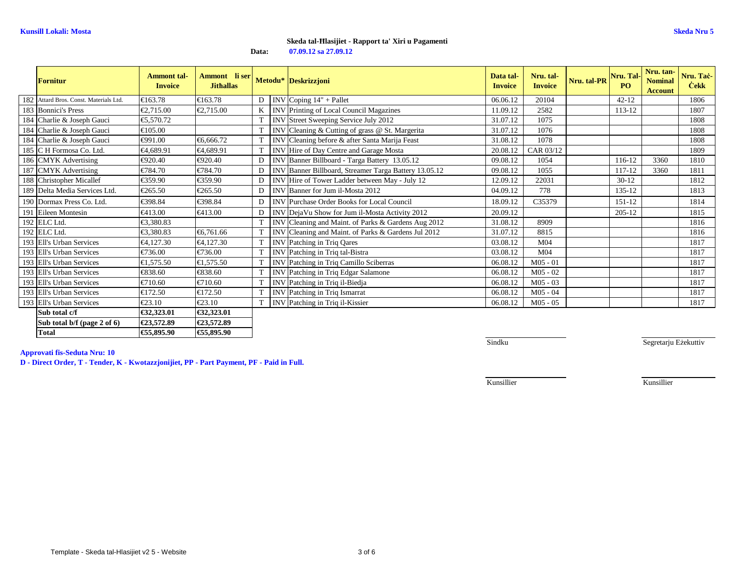Kunsill Lokali: Mosta

Skeda Nru 5

**Skeda tal-Ħlasijiet - Rapport ta' Xiri u Pagamenti**

**Data:** 07.09.12 sa 27.09.12

| | Fornitur | Ammont tal-Invoice | Ammont li ser Jithallas | Metodu* | | Deskrizzjoni | Data tal-Invoice | Nru. tal-Invoice | Nru. tal-PR | Nru. Tal-PO | Nru. tan-Nominal Account | Nru. Taċ-Ċekk |
|---|---|---|---|---|---|---|---|---|---|---|---|---|
| 182 | Attard Bros. Const. Materials Ltd. | €163.78 | €163.78 | D | INV | Coping 14" + Pallet | 06.06.12 | 20104 | | 42-12 | | 1806 |
| 183 | Bonnici's Press | €2,715.00 | €2,715.00 | K | INV | Printing of Local Council Magazines | 11.09.12 | 2582 | | 113-12 | | 1807 |
| 184 | Charlie & Joseph Gauci | €5,570.72 | | T | INV | Street Sweeping Service July 2012 | 31.07.12 | 1075 | | | | 1808 |
| 184 | Charlie & Joseph Gauci | €105.00 | | T | INV | Cleaning & Cutting of grass @ St. Margerita | 31.07.12 | 1076 | | | | 1808 |
| 184 | Charlie & Joseph Gauci | €991.00 | €6,666.72 | T | INV | Cleaning before & after Santa Marija Feast | 31.08.12 | 1078 | | | | 1808 |
| 185 | C H Formosa Co. Ltd. | €4,689.91 | €4,689.91 | T | INV | Hire of Day Centre and Garage Mosta | 20.08.12 | CAR 03/12 | | | | 1809 |
| 186 | CMYK Advertising | €920.40 | €920.40 | D | INV | Banner Billboard - Targa Battery 13.05.12 | 09.08.12 | 1054 | | 116-12 | 3360 | 1810 |
| 187 | CMYK Advertising | €784.70 | €784.70 | D | INV | Banner Billboard, Streamer Targa Battery 13.05.12 | 09.08.12 | 1055 | | 117-12 | 3360 | 1811 |
| 188 | Christopher Micallef | €359.90 | €359.90 | D | INV | Hire of Tower Ladder between May - July 12 | 12.09.12 | 22031 | | 30-12 | | 1812 |
| 189 | Delta Media Services Ltd. | €265.50 | €265.50 | D | INV | Banner for Jum il-Mosta 2012 | 04.09.12 | 778 | | 135-12 | | 1813 |
| 190 | Dormax Press Co. Ltd. | €398.84 | €398.84 | D | INV | Purchase Order Books for Local Council | 18.09.12 | C35379 | | 151-12 | | 1814 |
| 191 | Eileen Montesin | €413.00 | €413.00 | D | INV | DejaVu Show for Jum il-Mosta Activity 2012 | 20.09.12 | | | 205-12 | | 1815 |
| 192 | ELC Ltd. | €3,380.83 | | T | INV | Cleaning and Maint. of Parks & Gardens Aug 2012 | 31.08.12 | 8909 | | | | 1816 |
| 192 | ELC Ltd. | €3,380.83 | €6,761.66 | T | INV | Cleaning and Maint. of Parks & Gardens Jul 2012 | 31.07.12 | 8815 | | | | 1816 |
| 193 | Ell's Urban Services | €4,127.30 | €4,127.30 | T | INV | Patching in Triq Qares | 03.08.12 | M04 | | | | 1817 |
| 193 | Ell's Urban Services | €736.00 | €736.00 | T | INV | Patching in Triq tal-Bistra | 03.08.12 | M04 | | | | 1817 |
| 193 | Ell's Urban Services | €1,575.50 | €1,575.50 | T | INV | Patching in Triq Camillo Sciberras | 06.08.12 | M05 - 01 | | | | 1817 |
| 193 | Ell's Urban Services | €838.60 | €838.60 | T | INV | Patching in Triq Edgar Salamone | 06.08.12 | M05 - 02 | | | | 1817 |
| 193 | Ell's Urban Services | €710.60 | €710.60 | T | INV | Patching in Triq il-Biedja | 06.08.12 | M05 - 03 | | | | 1817 |
| 193 | Ell's Urban Services | €172.50 | €172.50 | T | INV | Patching in Triq Ismarrat | 06.08.12 | M05 - 04 | | | | 1817 |
| 193 | Ell's Urban Services | €23.10 | €23.10 | T | INV | Patching in Triq il-Kissier | 06.08.12 | M05 - 05 | | | | 1817 |
| | **Sub total c/f** | **€32,323.01** | **€32,323.01** | | | | | | | | | |
| | **Sub total b/f (page 2 of 6)** | **€23,572.89** | **€23,572.89** | | | | | | | | | |
| | **Total** | **€55,895.90** | **€55,895.90** | | | | | | | | | |

Sindku — Segretarju Eżekuttiv

Kunsillier — Kunsillier

**Approvati fis-Seduta Nru: 10**

**D - Direct Order, T - Tender, K - Kwotazzjonijiet, PP - Part Payment, PF - Paid in Full.**

Template - Skeda tal-Hlasijiet v2 5 - Website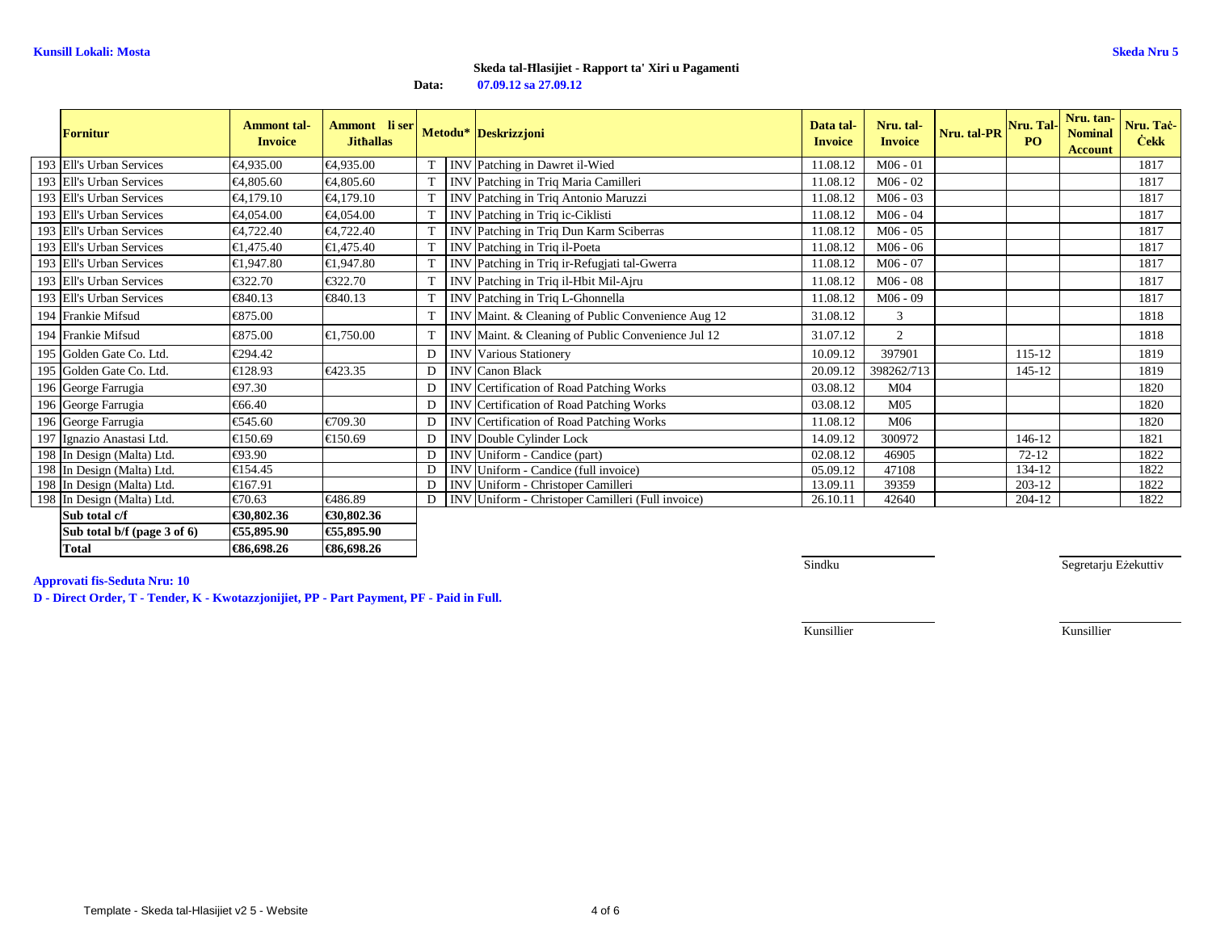**Kunsill Lokali: Mosta**

**Skeda Nru 5**

**Skeda tal-Ħlasijiet - Rapport ta' Xiri u Pagamenti**

**Data:** **07.09.12 sa 27.09.12**

| | Fornitur | Ammont tal-Invoice | Ammont li ser Jithallas | Metodu* | | Deskrizzjoni | Data tal-Invoice | Nru. tal-Invoice | Nru. tal-PR | Nru. Tal-PO | Nru. tan-Nominal Account | Nru. Taċ-Ċekk |
|---|---|---|---|---|---|---|---|---|---|---|---|---|
| 193 | Ell's Urban Services | €4,935.00 | €4,935.00 | T | INV | Patching in Dawret il-Wied | 11.08.12 | M06 - 01 | | | | 1817 |
| 193 | Ell's Urban Services | €4,805.60 | €4,805.60 | T | INV | Patching in Triq Maria Camilleri | 11.08.12 | M06 - 02 | | | | 1817 |
| 193 | Ell's Urban Services | €4,179.10 | €4,179.10 | T | INV | Patching in Triq Antonio Maruzzi | 11.08.12 | M06 - 03 | | | | 1817 |
| 193 | Ell's Urban Services | €4,054.00 | €4,054.00 | T | INV | Patching in Triq ic-Ciklisti | 11.08.12 | M06 - 04 | | | | 1817 |
| 193 | Ell's Urban Services | €4,722.40 | €4,722.40 | T | INV | Patching in Triq Dun Karm Sciberras | 11.08.12 | M06 - 05 | | | | 1817 |
| 193 | Ell's Urban Services | €1,475.40 | €1,475.40 | T | INV | Patching in Triq il-Poeta | 11.08.12 | M06 - 06 | | | | 1817 |
| 193 | Ell's Urban Services | €1,947.80 | €1,947.80 | T | INV | Patching in Triq ir-Refugjati tal-Gwerra | 11.08.12 | M06 - 07 | | | | 1817 |
| 193 | Ell's Urban Services | €322.70 | €322.70 | T | INV | Patching in Triq il-Hbit Mil-Ajru | 11.08.12 | M06 - 08 | | | | 1817 |
| 193 | Ell's Urban Services | €840.13 | €840.13 | T | INV | Patching in Triq L-Ghonnella | 11.08.12 | M06 - 09 | | | | 1817 |
| 194 | Frankie Mifsud | €875.00 | | T | INV | Maint. & Cleaning of Public Convenience Aug 12 | 31.08.12 | 3 | | | | 1818 |
| 194 | Frankie Mifsud | €875.00 | €1,750.00 | T | INV | Maint. & Cleaning of Public Convenience Jul 12 | 31.07.12 | 2 | | | | 1818 |
| 195 | Golden Gate Co. Ltd. | €294.42 | | D | INV | Various Stationery | 10.09.12 | 397901 | | 115-12 | | 1819 |
| 195 | Golden Gate Co. Ltd. | €128.93 | €423.35 | D | INV | Canon Black | 20.09.12 | 398262/713 | | 145-12 | | 1819 |
| 196 | George Farrugia | €97.30 | | D | INV | Certification of Road Patching Works | 03.08.12 | M04 | | | | 1820 |
| 196 | George Farrugia | €66.40 | | D | INV | Certification of Road Patching Works | 03.08.12 | M05 | | | | 1820 |
| 196 | George Farrugia | €545.60 | €709.30 | D | INV | Certification of Road Patching Works | 11.08.12 | M06 | | | | 1820 |
| 197 | Ignazio Anastasi Ltd. | €150.69 | €150.69 | D | INV | Double Cylinder Lock | 14.09.12 | 300972 | | 146-12 | | 1821 |
| 198 | In Design (Malta) Ltd. | €93.90 | | D | INV | Uniform - Candice (part) | 02.08.12 | 46905 | | 72-12 | | 1822 |
| 198 | In Design (Malta) Ltd. | €154.45 | | D | INV | Uniform - Candice (full invoice) | 05.09.12 | 47108 | | 134-12 | | 1822 |
| 198 | In Design (Malta) Ltd. | €167.91 | | D | INV | Uniform - Christoper Camilleri | 13.09.11 | 39359 | | 203-12 | | 1822 |
| 198 | In Design (Malta) Ltd. | €70.63 | €486.89 | D | INV | Uniform - Christoper Camilleri (Full invoice) | 26.10.11 | 42640 | | 204-12 | | 1822 |
| | **Sub total c/f** | **€30,802.36** | **€30,802.36** | | | | | | | | | |
| | **Sub total b/f (page 3 of 6)** | **€55,895.90** | **€55,895.90** | | | | | | | | | |
| | **Total** | **€86,698.26** | **€86,698.26** | | | | | | | | | |

Sindku

Segretarju Eżekuttiv

**Approvati fis-Seduta Nru: 10**

**D - Direct Order, T - Tender, K - Kwotazzjonijiet, PP - Part Payment, PF - Paid in Full.**

Kunsillier

Kunsillier

Template - Skeda tal-Hlasijiet v2 5 - Website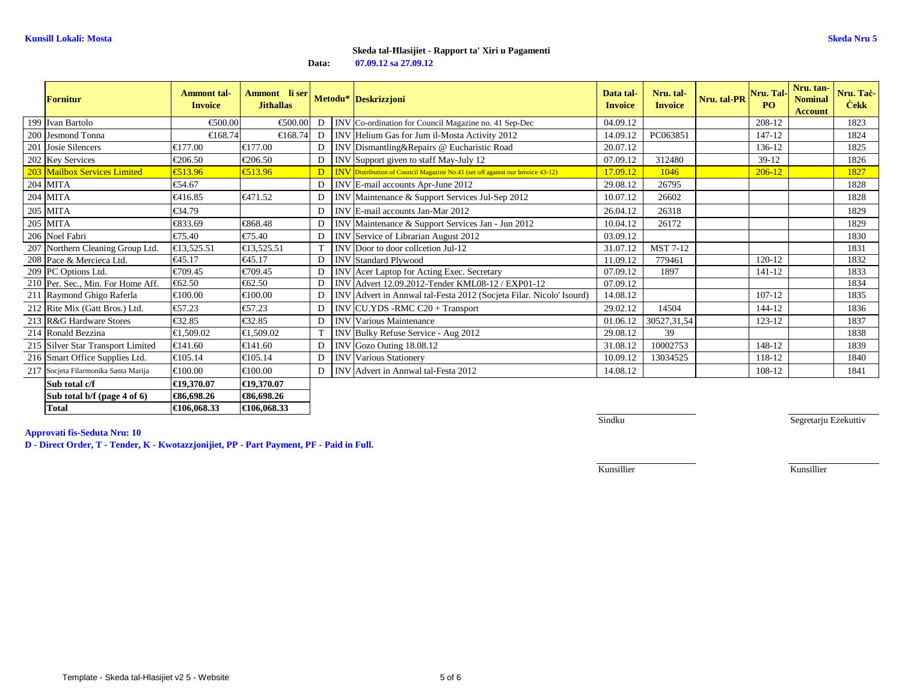**Kunsill Lokali: Mosta** **Skeda Nru 5**

**Skeda tal-Ħlasijiet - Rapport ta' Xiri u Pagamenti**

**Data:** **07.09.12 sa 27.09.12**

| | Fornitur | Ammont tal-Invoice | Ammont li ser Jithallas | Metodu* | | Deskrizzjoni | Data tal-Invoice | Nru. tal-Invoice | Nru. tal-PR | Nru. Tal-PO | Nru. tan-Nominal Account | Nru. Taċ-Ċekk |
|---|---|---|---|---|---|---|---|---|---|---|---|---|
| 199 | Ivan Bartolo | €500.00 | €500.00 | D | INV | Co-ordination for Council Magazine no. 41 Sep-Dec | 04.09.12 | | | 208-12 | | 1823 |
| 200 | Jesmond Tonna | €168.74 | €168.74 | D | INV | Helium Gas for Jum il-Mosta Activity 2012 | 14.09.12 | PC063851 | | 147-12 | | 1824 |
| 201 | Josie Silencers | €177.00 | €177.00 | D | INV | Dismantling&Repairs @ Eucharistic Road | 20.07.12 | | | 136-12 | | 1825 |
| 202 | Key Services | €206.50 | €206.50 | D | INV | Support given to staff May-July 12 | 07.09.12 | 312480 | | 39-12 | | 1826 |
| 203 | Mailbox Services Limited | €513.96 | €513.96 | D | INV | Distribution of Council Magazine No.41 (set off against our Invoice 43-12) | 17.09.12 | 1046 | | 206-12 | | 1827 |
| 204 | MITA | €54.67 | | D | INV | E-mail accounts Apr-June 2012 | 29.08.12 | 26795 | | | | 1828 |
| 204 | MITA | €416.85 | €471.52 | D | INV | Maintenance & Support Services Jul-Sep 2012 | 10.07.12 | 26602 | | | | 1828 |
| 205 | MITA | €34.79 | | D | INV | E-mail accounts Jan-Mar 2012 | 26.04.12 | 26318 | | | | 1829 |
| 205 | MITA | €833.69 | €868.48 | D | INV | Maintenance & Support Services Jan - Jun 2012 | 10.04.12 | 26172 | | | | 1829 |
| 206 | Noel Fabri | €75.40 | €75.40 | D | INV | Service of Librarian August 2012 | 03.09.12 | | | | | 1830 |
| 207 | Northern Cleaning Group Ltd. | €13,525.51 | €13,525.51 | T | INV | Door to door collcetion Jul-12 | 31.07.12 | MST 7-12 | | | | 1831 |
| 208 | Pace & Mercieca Ltd. | €45.17 | €45.17 | D | INV | Standard Plywood | 11.09.12 | 779461 | | 120-12 | | 1832 |
| 209 | PC Options Ltd. | €709.45 | €709.45 | D | INV | Acer Laptop for Acting Exec. Secretary | 07.09.12 | 1897 | | 141-12 | | 1833 |
| 210 | Per. Sec., Min. For Home Aff. | €62.50 | €62.50 | D | INV | Advert 12.09.2012-Tender KML08-12 / EXP01-12 | 07.09.12 | | | | | 1834 |
| 211 | Raymond Ghigo Raferla | €100.00 | €100.00 | D | INV | Advert in Annwal tal-Festa 2012 (Socjeta Filar. Nicolo' Isourd) | 14.08.12 | | | 107-12 | | 1835 |
| 212 | Rite Mix (Gatt Bros.) Ltd. | €57.23 | €57.23 | D | INV | CU.YDS -RMC C20 + Transport | 29.02.12 | 14504 | | 144-12 | | 1836 |
| 213 | R&G Hardware Stores | €32.85 | €32.85 | D | INV | Various Maintenance | 01.06.12 | 30527,31,54 | | 123-12 | | 1837 |
| 214 | Ronald Bezzina | €1,509.02 | €1,509.02 | T | INV | Bulky Refuse Service - Aug 2012 | 29.08.12 | 39 | | | | 1838 |
| 215 | Silver Star Transport Limited | €141.60 | €141.60 | D | INV | Gozo Outing 18.08.12 | 31.08.12 | 10002753 | | 148-12 | | 1839 |
| 216 | Smart Office Supplies Ltd. | €105.14 | €105.14 | D | INV | Various Stationery | 10.09.12 | 13034525 | | 118-12 | | 1840 |
| 217 | Socjeta Filarmonika Santa Marija | €100.00 | €100.00 | D | INV | Advert in Annwal tal-Festa 2012 | 14.08.12 | | | 108-12 | | 1841 |
| | **Sub total c/f** | **€19,370.07** | **€19,370.07** | | | | | | | | | |
| | **Sub total b/f (page 4 of 6)** | **€86,698.26** | **€86,698.26** | | | | | | | | | |
| | **Total** | **€106,068.33** | **€106,068.33** | | | | | | | | | |

Sindku — Segretarju Eżekuttiv

**Approvati fis-Seduta Nru: 10**

**D - Direct Order, T - Tender, K - Kwotazzjonijiet, PP - Part Payment, PF - Paid in Full.**

Kunsillier — Kunsillier

Template - Skeda tal-Hlasijiet v2 5 - Website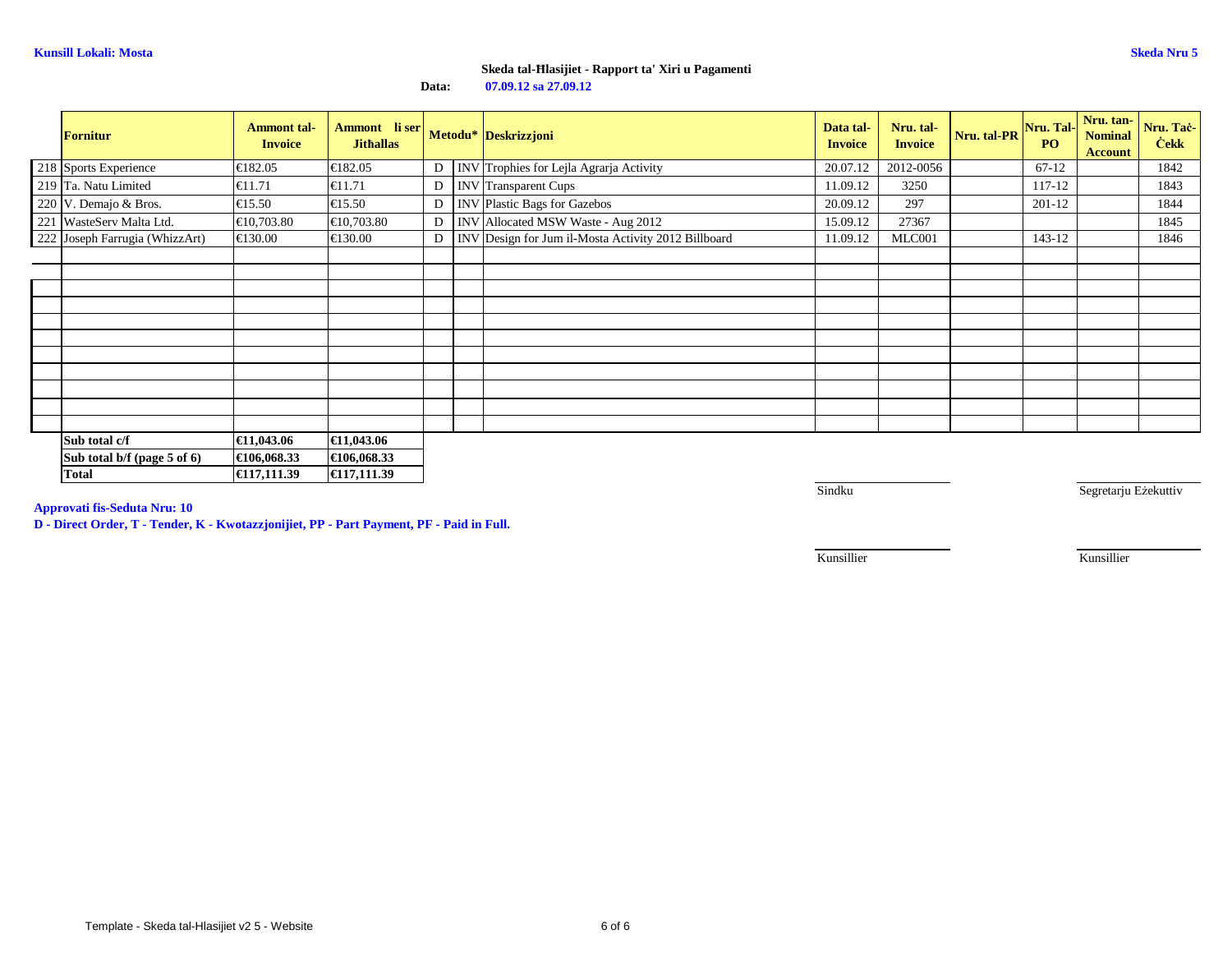**Kunsill Lokali: Mosta**

**Skeda Nru 5**

**Skeda tal-Ħlasijiet - Rapport ta' Xiri u Pagamenti**

**Data:** 07.09.12 sa 27.09.12

| | Fornitur | Ammont tal-Invoice | Ammont li ser Jithallas | Metodu* | | Deskrizzjoni | Data tal-Invoice | Nru. tal-Invoice | Nru. tal-PR | Nru. Tal-PO | Nru. tan-Nominal Account | Nru. Taċ-Ċekk |
|---|---|---|---|---|---|---|---|---|---|---|---|---|
| 218 | Sports Experience | €182.05 | €182.05 | D | INV | Trophies for Lejla Agrarja Activity | 20.07.12 | 2012-0056 | | 67-12 | | 1842 |
| 219 | Ta. Natu Limited | €11.71 | €11.71 | D | INV | Transparent Cups | 11.09.12 | 3250 | | 117-12 | | 1843 |
| 220 | V. Demajo & Bros. | €15.50 | €15.50 | D | INV | Plastic Bags for Gazebos | 20.09.12 | 297 | | 201-12 | | 1844 |
| 221 | WasteServ Malta Ltd. | €10,703.80 | €10,703.80 | D | INV | Allocated MSW Waste - Aug 2012 | 15.09.12 | 27367 | | | | 1845 |
| 222 | Joseph Farrugia (WhizzArt) | €130.00 | €130.00 | D | INV | Design for Jum il-Mosta Activity 2012 Billboard | 11.09.12 | MLC001 | | 143-12 | | 1846 |
| | **Sub total c/f** | **€11,043.06** | **€11,043.06** | | | | | | | | | |
| | **Sub total b/f (page 5 of 6)** | **€106,068.33** | **€106,068.33** | | | | | | | | | |
| | **Total** | **€117,111.39** | **€117,111.39** | | | | | | | | | |

Sindku

Segretarju Eżekuttiv

Kunsillier

Kunsillier

**Approvati fis-Seduta Nru: 10**

**D - Direct Order, T - Tender, K - Kwotazzjonijiet, PP - Part Payment, PF - Paid in Full.**

Template - Skeda tal-Hlasijiet v2 5 - Website